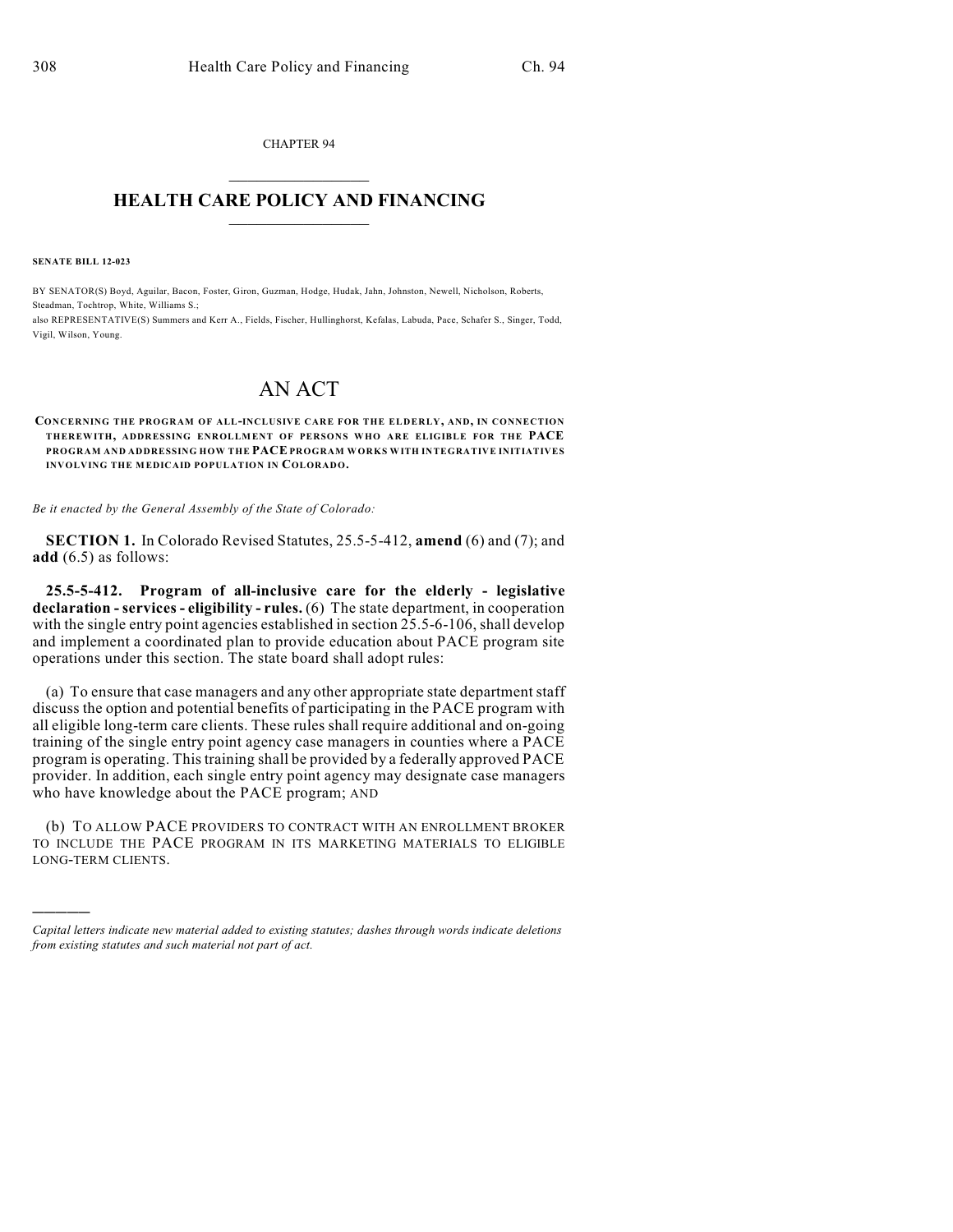CHAPTER 94

# HEALTH CARE POLICY AND FINANCING

**SENATE BILL 12-023**

BY SENATOR(S) Boyd, Aguilar, Bacon, Foster, Giron, Guzman, Hodge, Hudak, Jahn, Johnston, Newell, Nicholson, Roberts, Steadman, Tochtrop, White, Williams S.;
also REPRESENTATIVE(S) Summers and Kerr A., Fields, Fischer, Hullinghorst, Kefalas, Labuda, Pace, Schafer S., Singer, Todd, Vigil, Wilson, Young.

# AN ACT

**CONCERNING THE PROGRAM OF ALL-INCLUSIVE CARE FOR THE ELDERLY, AND, IN CONNECTION THEREWITH, ADDRESSING ENROLLMENT OF PERSONS WHO ARE ELIGIBLE FOR THE PACE PROGRAM AND ADDRESSING HOW THE PACE PROGRAM WORKS WITH INTEGRATIVE INITIATIVES INVOLVING THE MEDICAID POPULATION IN COLORADO.**

*Be it enacted by the General Assembly of the State of Colorado:*

**SECTION 1.** In Colorado Revised Statutes, 25.5-5-412, **amend** (6) and (7); and **add** (6.5) as follows:

**25.5-5-412. Program of all-inclusive care for the elderly - legislative declaration - services - eligibility - rules.** (6) The state department, in cooperation with the single entry point agencies established in section 25.5-6-106, shall develop and implement a coordinated plan to provide education about PACE program site operations under this section. The state board shall adopt rules:

(a) To ensure that case managers and any other appropriate state department staff discuss the option and potential benefits of participating in the PACE program with all eligible long-term care clients. These rules shall require additional and on-going training of the single entry point agency case managers in counties where a PACE program is operating. This training shall be provided by a federally approved PACE provider. In addition, each single entry point agency may designate case managers who have knowledge about the PACE program; AND

(b) TO ALLOW PACE PROVIDERS TO CONTRACT WITH AN ENROLLMENT BROKER TO INCLUDE THE PACE PROGRAM IN ITS MARKETING MATERIALS TO ELIGIBLE LONG-TERM CLIENTS.

---

*Capital letters indicate new material added to existing statutes; dashes through words indicate deletions from existing statutes and such material not part of act.*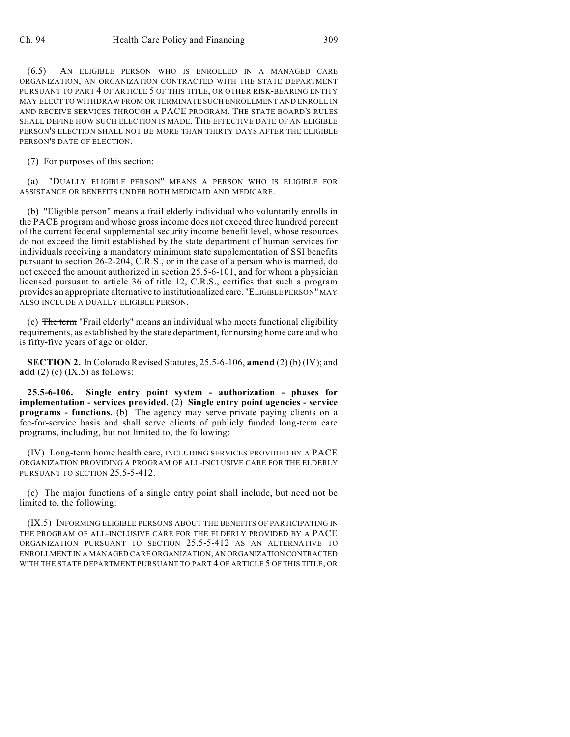(6.5) AN ELIGIBLE PERSON WHO IS ENROLLED IN A MANAGED CARE ORGANIZATION, AN ORGANIZATION CONTRACTED WITH THE STATE DEPARTMENT PURSUANT TO PART 4 OF ARTICLE 5 OF THIS TITLE, OR OTHER RISK-BEARING ENTITY MAY ELECT TO WITHDRAW FROM OR TERMINATE SUCH ENROLLMENT AND ENROLL IN AND RECEIVE SERVICES THROUGH A PACE PROGRAM. THE STATE BOARD'S RULES SHALL DEFINE HOW SUCH ELECTION IS MADE. THE EFFECTIVE DATE OF AN ELIGIBLE PERSON'S ELECTION SHALL NOT BE MORE THAN THIRTY DAYS AFTER THE ELIGIBLE PERSON'S DATE OF ELECTION.

(7) For purposes of this section:

(a) "DUALLY ELIGIBLE PERSON" MEANS A PERSON WHO IS ELIGIBLE FOR ASSISTANCE OR BENEFITS UNDER BOTH MEDICAID AND MEDICARE.

(b) "Eligible person" means a frail elderly individual who voluntarily enrolls in the PACE program and whose gross income does not exceed three hundred percent of the current federal supplemental security income benefit level, whose resources do not exceed the limit established by the state department of human services for individuals receiving a mandatory minimum state supplementation of SSI benefits pursuant to section 26-2-204, C.R.S., or in the case of a person who is married, do not exceed the amount authorized in section 25.5-6-101, and for whom a physician licensed pursuant to article 36 of title 12, C.R.S., certifies that such a program provides an appropriate alternative to institutionalized care. "ELIGIBLE PERSON" MAY ALSO INCLUDE A DUALLY ELIGIBLE PERSON.

(c) ~~The term~~ "Frail elderly" means an individual who meets functional eligibility requirements, as established by the state department, for nursing home care and who is fifty-five years of age or older.

**SECTION 2.** In Colorado Revised Statutes, 25.5-6-106, **amend** (2) (b) (IV); and **add** (2) (c) (IX.5) as follows:

**25.5-6-106. Single entry point system - authorization - phases for implementation - services provided.** (2) **Single entry point agencies - service programs - functions.** (b) The agency may serve private paying clients on a fee-for-service basis and shall serve clients of publicly funded long-term care programs, including, but not limited to, the following:

(IV) Long-term home health care, INCLUDING SERVICES PROVIDED BY A PACE ORGANIZATION PROVIDING A PROGRAM OF ALL-INCLUSIVE CARE FOR THE ELDERLY PURSUANT TO SECTION 25.5-5-412.

(c) The major functions of a single entry point shall include, but need not be limited to, the following:

(IX.5) INFORMING ELIGIBLE PERSONS ABOUT THE BENEFITS OF PARTICIPATING IN THE PROGRAM OF ALL-INCLUSIVE CARE FOR THE ELDERLY PROVIDED BY A PACE ORGANIZATION PURSUANT TO SECTION 25.5-5-412 AS AN ALTERNATIVE TO ENROLLMENT IN A MANAGED CARE ORGANIZATION, AN ORGANIZATION CONTRACTED WITH THE STATE DEPARTMENT PURSUANT TO PART 4 OF ARTICLE 5 OF THIS TITLE, OR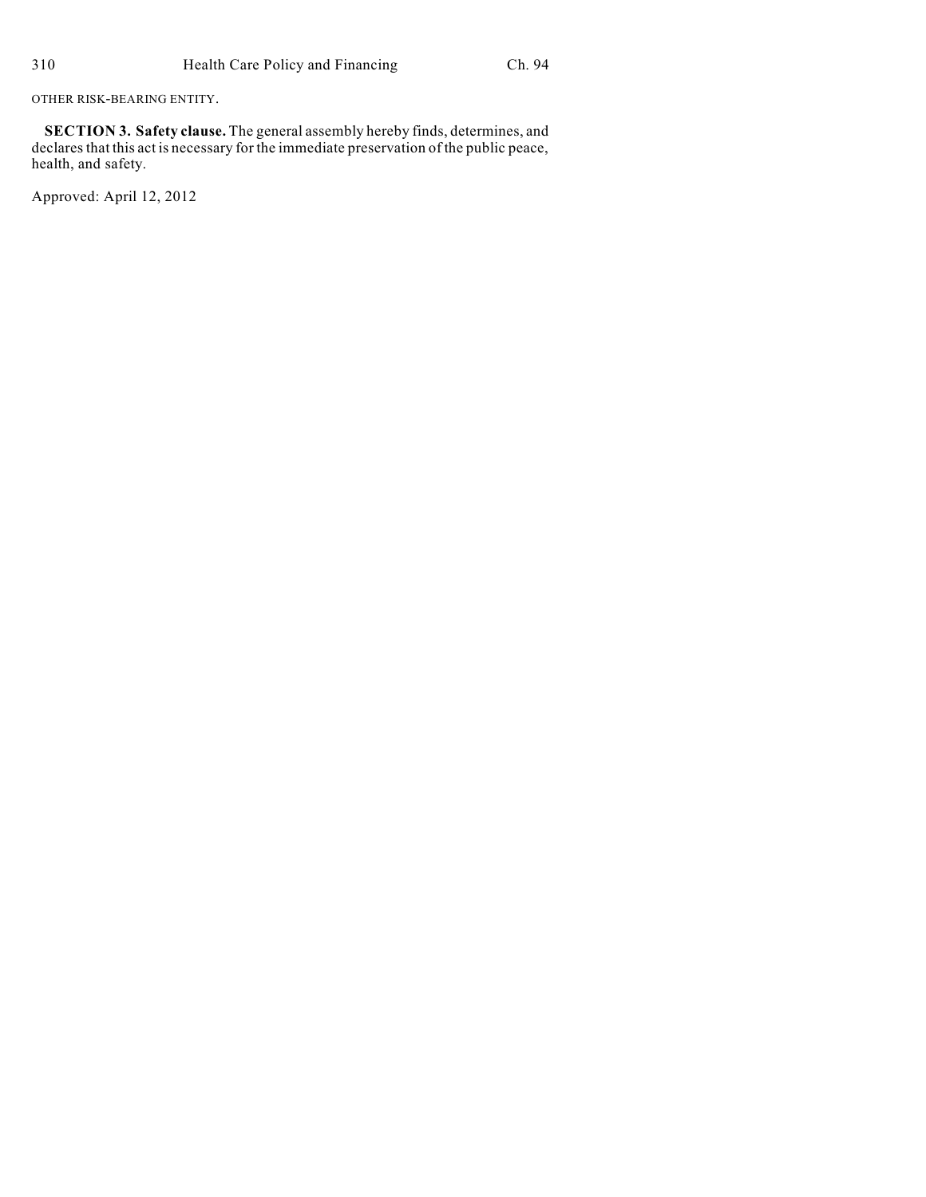OTHER RISK-BEARING ENTITY.

**SECTION 3. Safety clause.** The general assembly hereby finds, determines, and declares that this act is necessary for the immediate preservation of the public peace, health, and safety.

Approved: April 12, 2012